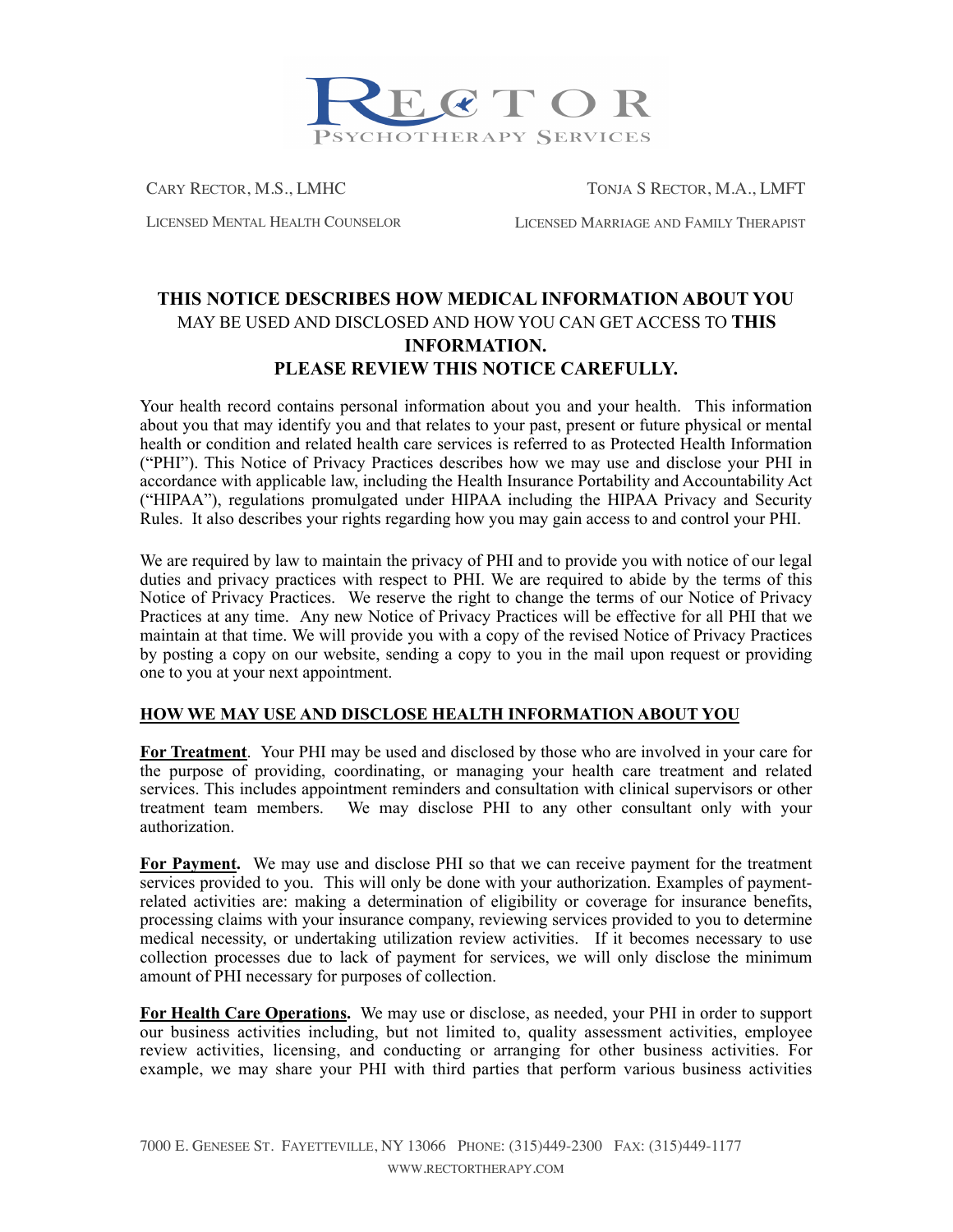# RECTOR PSYCHOTHERAPY SERVICES

CARY RECTOR, M.S., LMHC
LICENSED MENTAL HEALTH COUNSELOR

TONJA S RECTOR, M.A., LMFT
LICENSED MARRIAGE AND FAMILY THERAPIST

## THIS NOTICE DESCRIBES HOW MEDICAL INFORMATION ABOUT YOU MAY BE USED AND DISCLOSED AND HOW YOU CAN GET ACCESS TO THIS INFORMATION. PLEASE REVIEW THIS NOTICE CAREFULLY.

Your health record contains personal information about you and your health. This information about you that may identify you and that relates to your past, present or future physical or mental health or condition and related health care services is referred to as Protected Health Information ("PHI"). This Notice of Privacy Practices describes how we may use and disclose your PHI in accordance with applicable law, including the Health Insurance Portability and Accountability Act ("HIPAA"), regulations promulgated under HIPAA including the HIPAA Privacy and Security Rules. It also describes your rights regarding how you may gain access to and control your PHI.

We are required by law to maintain the privacy of PHI and to provide you with notice of our legal duties and privacy practices with respect to PHI. We are required to abide by the terms of this Notice of Privacy Practices. We reserve the right to change the terms of our Notice of Privacy Practices at any time. Any new Notice of Privacy Practices will be effective for all PHI that we maintain at that time. We will provide you with a copy of the revised Notice of Privacy Practices by posting a copy on our website, sending a copy to you in the mail upon request or providing one to you at your next appointment.

### HOW WE MAY USE AND DISCLOSE HEALTH INFORMATION ABOUT YOU

**For Treatment**. Your PHI may be used and disclosed by those who are involved in your care for the purpose of providing, coordinating, or managing your health care treatment and related services. This includes appointment reminders and consultation with clinical supervisors or other treatment team members. We may disclose PHI to any other consultant only with your authorization.

**For Payment.** We may use and disclose PHI so that we can receive payment for the treatment services provided to you. This will only be done with your authorization. Examples of payment-related activities are: making a determination of eligibility or coverage for insurance benefits, processing claims with your insurance company, reviewing services provided to you to determine medical necessity, or undertaking utilization review activities. If it becomes necessary to use collection processes due to lack of payment for services, we will only disclose the minimum amount of PHI necessary for purposes of collection.

**For Health Care Operations.** We may use or disclose, as needed, your PHI in order to support our business activities including, but not limited to, quality assessment activities, employee review activities, licensing, and conducting or arranging for other business activities. For example, we may share your PHI with third parties that perform various business activities

7000 E. GENESEE ST. FAYETTEVILLE, NY 13066 PHONE: (315)449-2300 FAX: (315)449-1177
WWW.RECTORTHERAPY.COM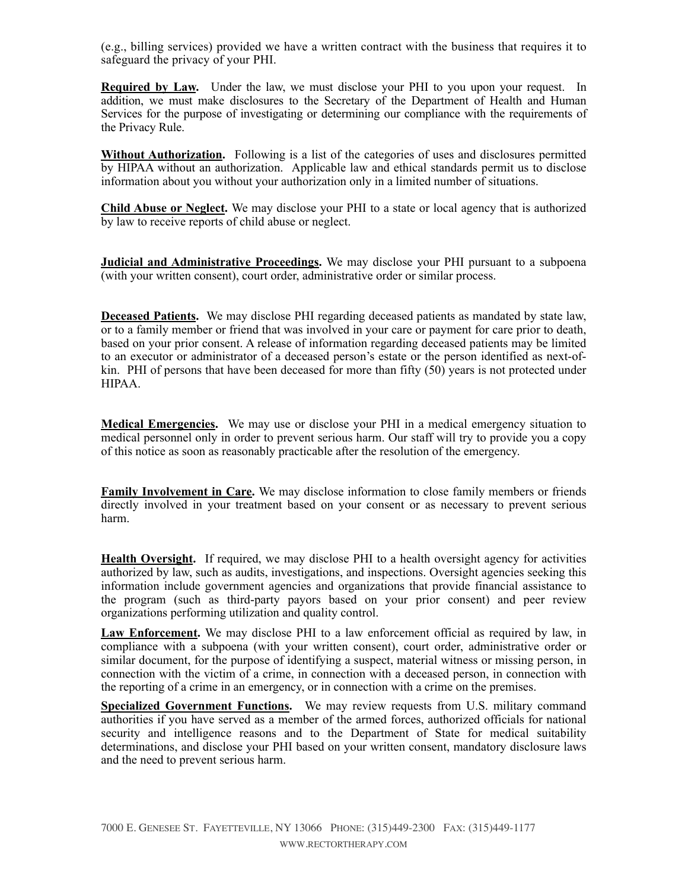(e.g., billing services) provided we have a written contract with the business that requires it to safeguard the privacy of your PHI.

**Required by Law.** Under the law, we must disclose your PHI to you upon your request. In addition, we must make disclosures to the Secretary of the Department of Health and Human Services for the purpose of investigating or determining our compliance with the requirements of the Privacy Rule.

**Without Authorization.** Following is a list of the categories of uses and disclosures permitted by HIPAA without an authorization. Applicable law and ethical standards permit us to disclose information about you without your authorization only in a limited number of situations.

**Child Abuse or Neglect.** We may disclose your PHI to a state or local agency that is authorized by law to receive reports of child abuse or neglect.

**Judicial and Administrative Proceedings.** We may disclose your PHI pursuant to a subpoena (with your written consent), court order, administrative order or similar process.

**Deceased Patients.** We may disclose PHI regarding deceased patients as mandated by state law, or to a family member or friend that was involved in your care or payment for care prior to death, based on your prior consent. A release of information regarding deceased patients may be limited to an executor or administrator of a deceased person's estate or the person identified as next-of-kin. PHI of persons that have been deceased for more than fifty (50) years is not protected under HIPAA.

**Medical Emergencies.** We may use or disclose your PHI in a medical emergency situation to medical personnel only in order to prevent serious harm. Our staff will try to provide you a copy of this notice as soon as reasonably practicable after the resolution of the emergency.

**Family Involvement in Care.** We may disclose information to close family members or friends directly involved in your treatment based on your consent or as necessary to prevent serious harm.

**Health Oversight.** If required, we may disclose PHI to a health oversight agency for activities authorized by law, such as audits, investigations, and inspections. Oversight agencies seeking this information include government agencies and organizations that provide financial assistance to the program (such as third-party payors based on your prior consent) and peer review organizations performing utilization and quality control.

**Law Enforcement.** We may disclose PHI to a law enforcement official as required by law, in compliance with a subpoena (with your written consent), court order, administrative order or similar document, for the purpose of identifying a suspect, material witness or missing person, in connection with the victim of a crime, in connection with a deceased person, in connection with the reporting of a crime in an emergency, or in connection with a crime on the premises.

**Specialized Government Functions.** We may review requests from U.S. military command authorities if you have served as a member of the armed forces, authorized officials for national security and intelligence reasons and to the Department of State for medical suitability determinations, and disclose your PHI based on your written consent, mandatory disclosure laws and the need to prevent serious harm.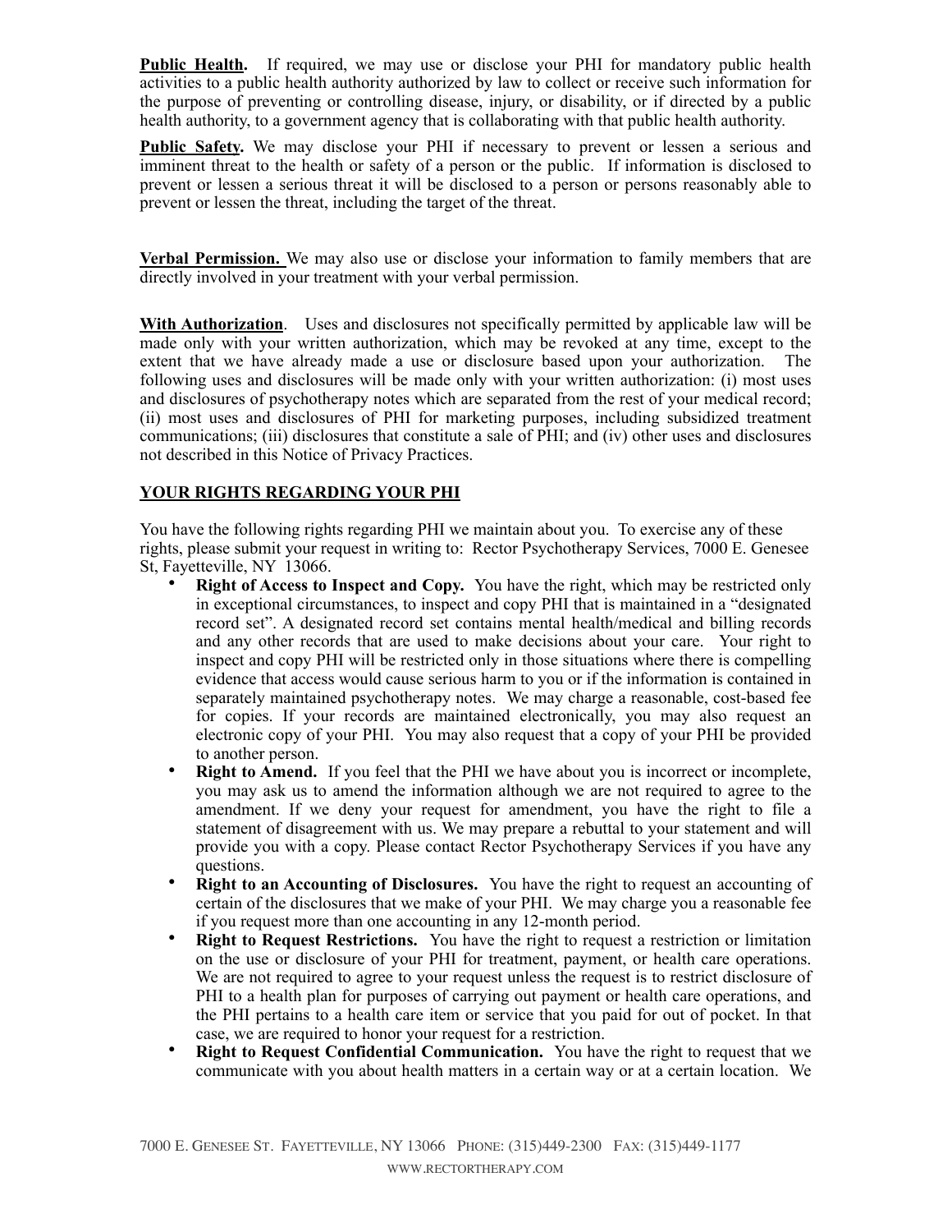**Public Health.** If required, we may use or disclose your PHI for mandatory public health activities to a public health authority authorized by law to collect or receive such information for the purpose of preventing or controlling disease, injury, or disability, or if directed by a public health authority, to a government agency that is collaborating with that public health authority.

**Public Safety.** We may disclose your PHI if necessary to prevent or lessen a serious and imminent threat to the health or safety of a person or the public. If information is disclosed to prevent or lessen a serious threat it will be disclosed to a person or persons reasonably able to prevent or lessen the threat, including the target of the threat.

**Verbal Permission.** We may also use or disclose your information to family members that are directly involved in your treatment with your verbal permission.

**With Authorization**. Uses and disclosures not specifically permitted by applicable law will be made only with your written authorization, which may be revoked at any time, except to the extent that we have already made a use or disclosure based upon your authorization. The following uses and disclosures will be made only with your written authorization: (i) most uses and disclosures of psychotherapy notes which are separated from the rest of your medical record; (ii) most uses and disclosures of PHI for marketing purposes, including subsidized treatment communications; (iii) disclosures that constitute a sale of PHI; and (iv) other uses and disclosures not described in this Notice of Privacy Practices.

**YOUR RIGHTS REGARDING YOUR PHI**

You have the following rights regarding PHI we maintain about you. To exercise any of these rights, please submit your request in writing to: Rector Psychotherapy Services, 7000 E. Genesee St, Fayetteville, NY 13066.

- **Right of Access to Inspect and Copy.** You have the right, which may be restricted only in exceptional circumstances, to inspect and copy PHI that is maintained in a "designated record set". A designated record set contains mental health/medical and billing records and any other records that are used to make decisions about your care. Your right to inspect and copy PHI will be restricted only in those situations where there is compelling evidence that access would cause serious harm to you or if the information is contained in separately maintained psychotherapy notes. We may charge a reasonable, cost-based fee for copies. If your records are maintained electronically, you may also request an electronic copy of your PHI. You may also request that a copy of your PHI be provided to another person.
- **Right to Amend.** If you feel that the PHI we have about you is incorrect or incomplete, you may ask us to amend the information although we are not required to agree to the amendment. If we deny your request for amendment, you have the right to file a statement of disagreement with us. We may prepare a rebuttal to your statement and will provide you with a copy. Please contact Rector Psychotherapy Services if you have any questions.
- **Right to an Accounting of Disclosures.** You have the right to request an accounting of certain of the disclosures that we make of your PHI. We may charge you a reasonable fee if you request more than one accounting in any 12-month period.
- **Right to Request Restrictions.** You have the right to request a restriction or limitation on the use or disclosure of your PHI for treatment, payment, or health care operations. We are not required to agree to your request unless the request is to restrict disclosure of PHI to a health plan for purposes of carrying out payment or health care operations, and the PHI pertains to a health care item or service that you paid for out of pocket. In that case, we are required to honor your request for a restriction.
- **Right to Request Confidential Communication.** You have the right to request that we communicate with you about health matters in a certain way or at a certain location. We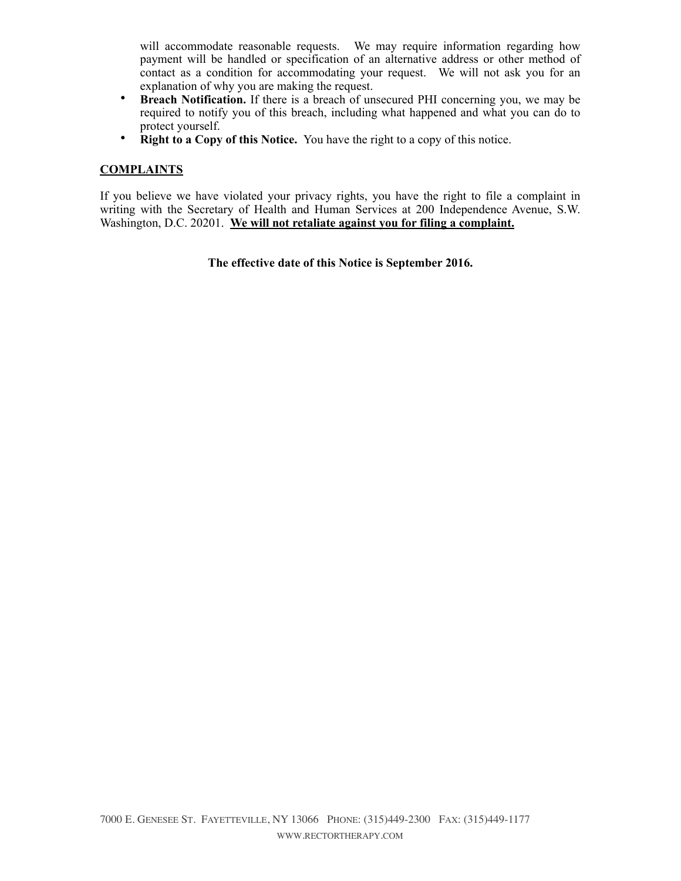will accommodate reasonable requests. We may require information regarding how payment will be handled or specification of an alternative address or other method of contact as a condition for accommodating your request. We will not ask you for an explanation of why you are making the request.

- **Breach Notification.** If there is a breach of unsecured PHI concerning you, we may be required to notify you of this breach, including what happened and what you can do to protect yourself.
- **Right to a Copy of this Notice.** You have the right to a copy of this notice.

## COMPLAINTS

If you believe we have violated your privacy rights, you have the right to file a complaint in writing with the Secretary of Health and Human Services at 200 Independence Avenue, S.W. Washington, D.C. 20201. **We will not retaliate against you for filing a complaint.**

**The effective date of this Notice is September 2016.**